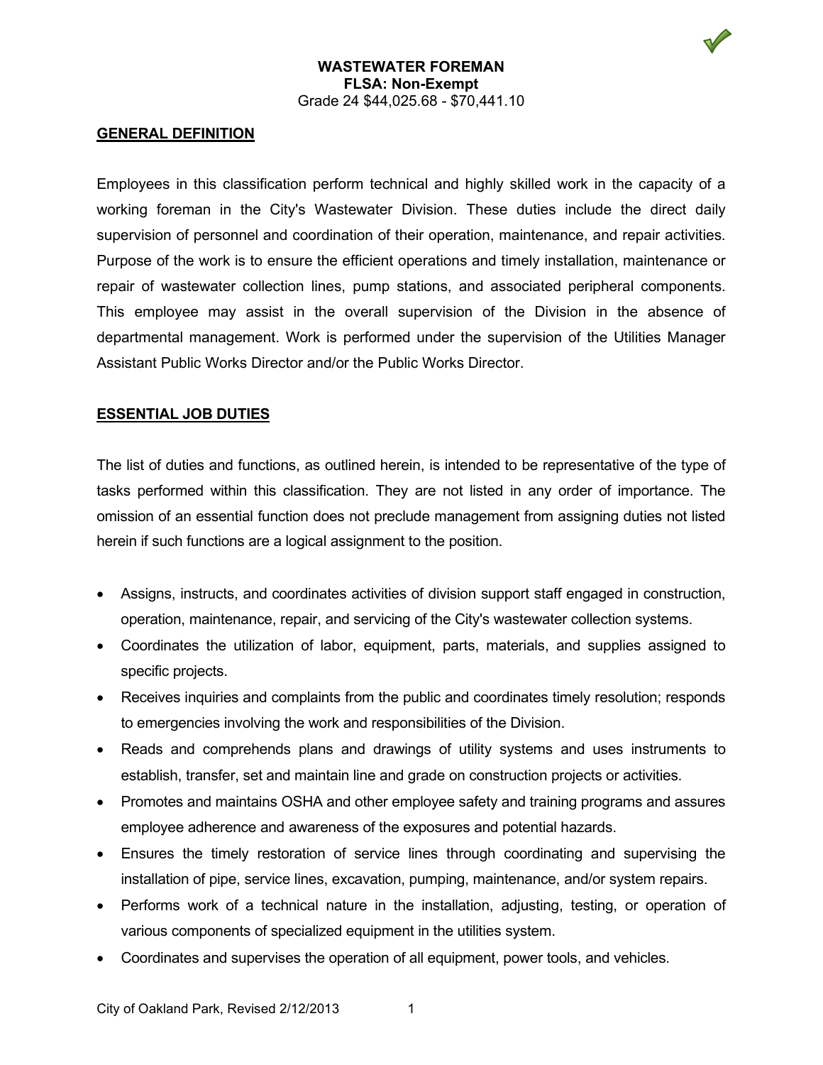# WASTEWATER FOREMAN

**FLSA: Non-Exempt**

Grade 24 $44,025.68 - $70,441.10

## GENERAL DEFINITION

Employees in this classification perform technical and highly skilled work in the capacity of a working foreman in the City's Wastewater Division. These duties include the direct daily supervision of personnel and coordination of their operation, maintenance, and repair activities. Purpose of the work is to ensure the efficient operations and timely installation, maintenance or repair of wastewater collection lines, pump stations, and associated peripheral components. This employee may assist in the overall supervision of the Division in the absence of departmental management. Work is performed under the supervision of the Utilities Manager Assistant Public Works Director and/or the Public Works Director.

## ESSENTIAL JOB DUTIES

The list of duties and functions, as outlined herein, is intended to be representative of the type of tasks performed within this classification. They are not listed in any order of importance. The omission of an essential function does not preclude management from assigning duties not listed herein if such functions are a logical assignment to the position.

- Assigns, instructs, and coordinates activities of division support staff engaged in construction, operation, maintenance, repair, and servicing of the City's wastewater collection systems.
- Coordinates the utilization of labor, equipment, parts, materials, and supplies assigned to specific projects.
- Receives inquiries and complaints from the public and coordinates timely resolution; responds to emergencies involving the work and responsibilities of the Division.
- Reads and comprehends plans and drawings of utility systems and uses instruments to establish, transfer, set and maintain line and grade on construction projects or activities.
- Promotes and maintains OSHA and other employee safety and training programs and assures employee adherence and awareness of the exposures and potential hazards.
- Ensures the timely restoration of service lines through coordinating and supervising the installation of pipe, service lines, excavation, pumping, maintenance, and/or system repairs.
- Performs work of a technical nature in the installation, adjusting, testing, or operation of various components of specialized equipment in the utilities system.
- Coordinates and supervises the operation of all equipment, power tools, and vehicles.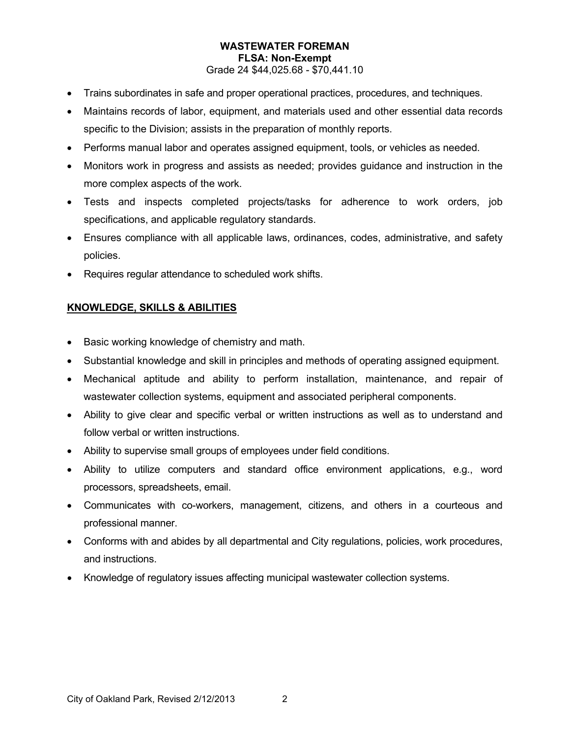**WASTEWATER FOREMAN**
**FLSA: Non-Exempt**
Grade 24 $44,025.68 - $70,441.10

- Trains subordinates in safe and proper operational practices, procedures, and techniques.
- Maintains records of labor, equipment, and materials used and other essential data records specific to the Division; assists in the preparation of monthly reports.
- Performs manual labor and operates assigned equipment, tools, or vehicles as needed.
- Monitors work in progress and assists as needed; provides guidance and instruction in the more complex aspects of the work.
- Tests and inspects completed projects/tasks for adherence to work orders, job specifications, and applicable regulatory standards.
- Ensures compliance with all applicable laws, ordinances, codes, administrative, and safety policies.
- Requires regular attendance to scheduled work shifts.

## KNOWLEDGE, SKILLS & ABILITIES

- Basic working knowledge of chemistry and math.
- Substantial knowledge and skill in principles and methods of operating assigned equipment.
- Mechanical aptitude and ability to perform installation, maintenance, and repair of wastewater collection systems, equipment and associated peripheral components.
- Ability to give clear and specific verbal or written instructions as well as to understand and follow verbal or written instructions.
- Ability to supervise small groups of employees under field conditions.
- Ability to utilize computers and standard office environment applications, e.g., word processors, spreadsheets, email.
- Communicates with co-workers, management, citizens, and others in a courteous and professional manner.
- Conforms with and abides by all departmental and City regulations, policies, work procedures, and instructions.
- Knowledge of regulatory issues affecting municipal wastewater collection systems.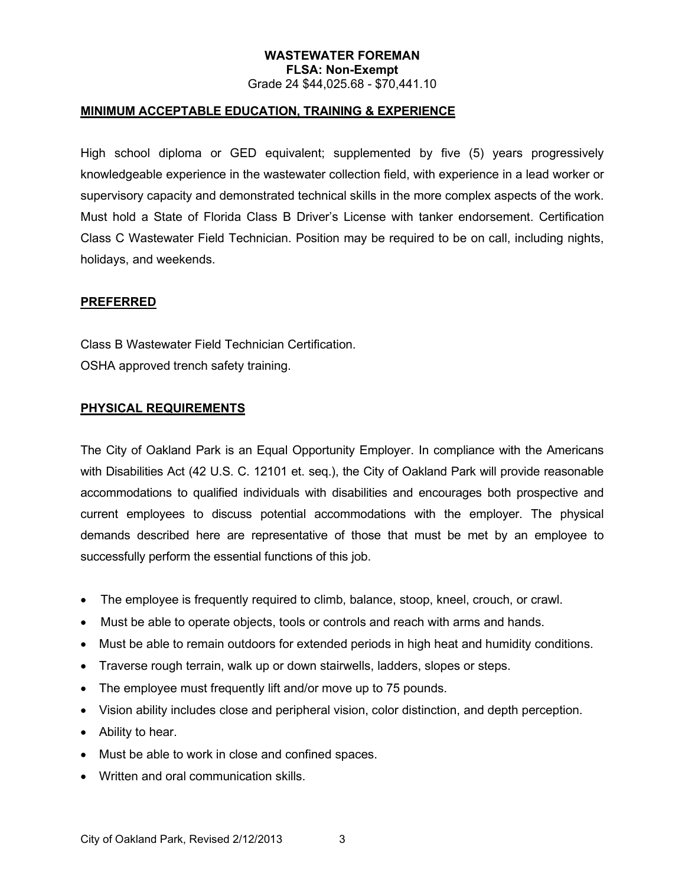**WASTEWATER FOREMAN**
**FLSA: Non-Exempt**
Grade 24 $44,025.68 - $70,441.10

## MINIMUM ACCEPTABLE EDUCATION, TRAINING & EXPERIENCE

High school diploma or GED equivalent; supplemented by five (5) years progressively knowledgeable experience in the wastewater collection field, with experience in a lead worker or supervisory capacity and demonstrated technical skills in the more complex aspects of the work. Must hold a State of Florida Class B Driver's License with tanker endorsement. Certification Class C Wastewater Field Technician. Position may be required to be on call, including nights, holidays, and weekends.

## PREFERRED

Class B Wastewater Field Technician Certification.
OSHA approved trench safety training.

## PHYSICAL REQUIREMENTS

The City of Oakland Park is an Equal Opportunity Employer. In compliance with the Americans with Disabilities Act (42 U.S. C. 12101 et. seq.), the City of Oakland Park will provide reasonable accommodations to qualified individuals with disabilities and encourages both prospective and current employees to discuss potential accommodations with the employer. The physical demands described here are representative of those that must be met by an employee to successfully perform the essential functions of this job.

- The employee is frequently required to climb, balance, stoop, kneel, crouch, or crawl.
- Must be able to operate objects, tools or controls and reach with arms and hands.
- Must be able to remain outdoors for extended periods in high heat and humidity conditions.
- Traverse rough terrain, walk up or down stairwells, ladders, slopes or steps.
- The employee must frequently lift and/or move up to 75 pounds.
- Vision ability includes close and peripheral vision, color distinction, and depth perception.
- Ability to hear.
- Must be able to work in close and confined spaces.
- Written and oral communication skills.

City of Oakland Park, Revised 2/12/2013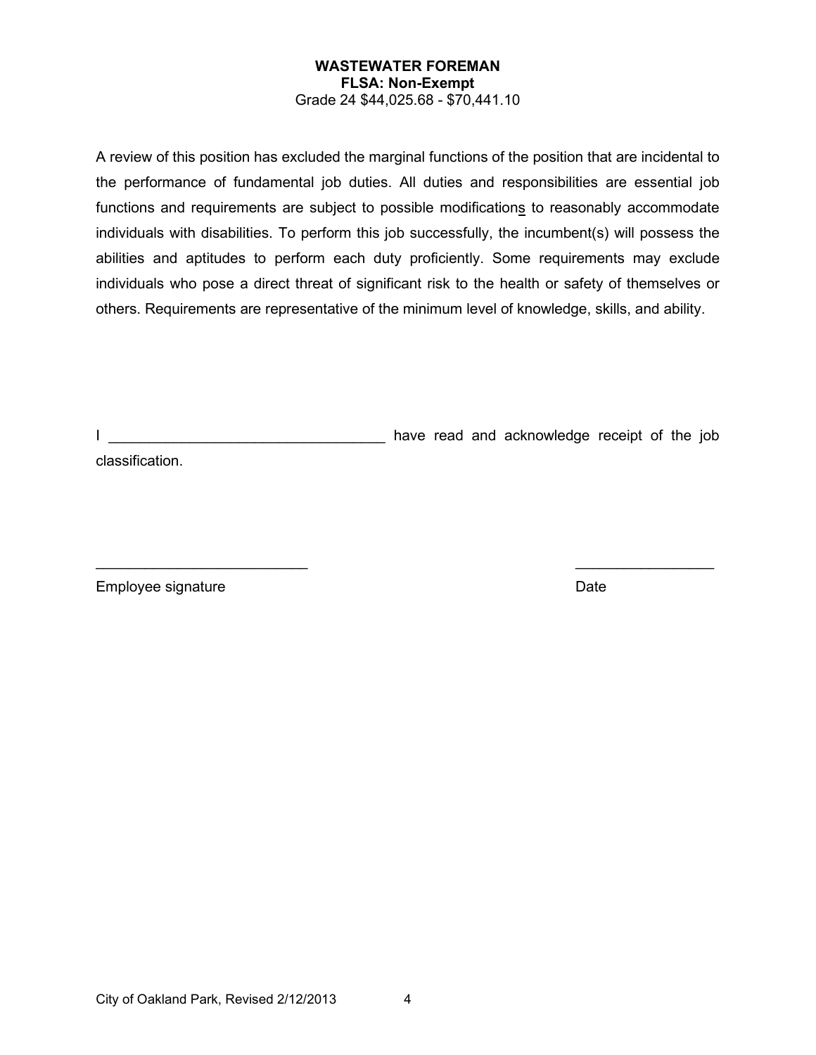**WASTEWATER FOREMAN**
**FLSA: Non-Exempt**
Grade 24 $44,025.68 - $70,441.10

A review of this position has excluded the marginal functions of the position that are incidental to the performance of fundamental job duties. All duties and responsibilities are essential job functions and requirements are subject to possible modifications to reasonably accommodate individuals with disabilities. To perform this job successfully, the incumbent(s) will possess the abilities and aptitudes to perform each duty proficiently. Some requirements may exclude individuals who pose a direct threat of significant risk to the health or safety of themselves or others. Requirements are representative of the minimum level of knowledge, skills, and ability.

I __________________________________ have read and acknowledge receipt of the job classification.

__________________________ &nbsp;&nbsp;&nbsp;&nbsp;&nbsp;&nbsp;&nbsp;&nbsp;&nbsp;&nbsp;&nbsp;&nbsp; _________________

Employee signature &nbsp;&nbsp;&nbsp;&nbsp;&nbsp;&nbsp;&nbsp;&nbsp;&nbsp;&nbsp;&nbsp;&nbsp; Date

City of Oakland Park, Revised 2/12/2013